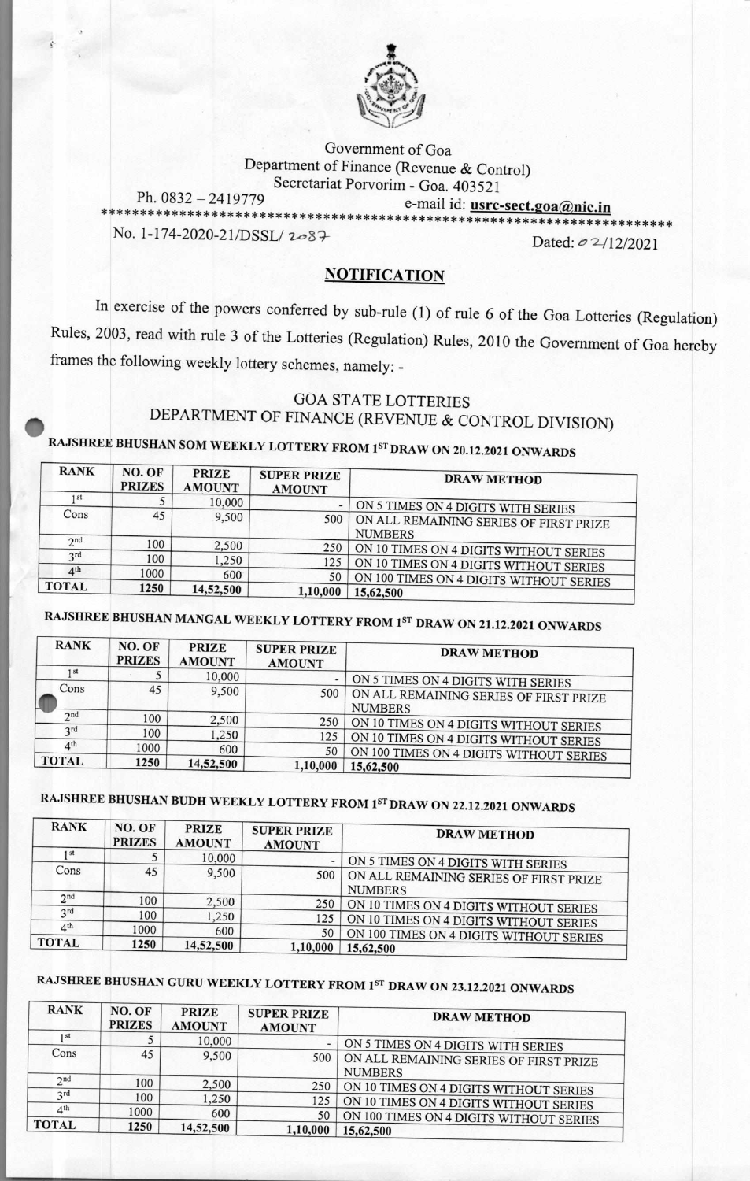Government of Goa
Department of Finance (Revenue & Control)
Secretariat Porvorim - Goa. 403521

Ph. 0832 – 2419779 e-mail id: **usrc-sect.goa@nic.in**

No. 1-174-2020-21/DSSL/ 2087 Dated: 02/12/2021

## NOTIFICATION

In exercise of the powers conferred by sub-rule (1) of rule 6 of the Goa Lotteries (Regulation) Rules, 2003, read with rule 3 of the Lotteries (Regulation) Rules, 2010 the Government of Goa hereby frames the following weekly lottery schemes, namely: -

### GOA STATE LOTTERIES
### DEPARTMENT OF FINANCE (REVENUE & CONTROL DIVISION)

**RAJSHREE BHUSHAN SOM WEEKLY LOTTERY FROM 1ST DRAW ON 20.12.2021 ONWARDS**

| RANK | NO. OF PRIZES | PRIZE AMOUNT | SUPER PRIZE AMOUNT | DRAW METHOD |
|---|---|---|---|---|
| 1st | 5 | 10,000 | - | ON 5 TIMES ON 4 DIGITS WITH SERIES |
| Cons | 45 | 9,500 | 500 | ON ALL REMAINING SERIES OF FIRST PRIZE NUMBERS |
| 2nd | 100 | 2,500 | 250 | ON 10 TIMES ON 4 DIGITS WITHOUT SERIES |
| 3rd | 100 | 1,250 | 125 | ON 10 TIMES ON 4 DIGITS WITHOUT SERIES |
| 4th | 1000 | 600 | 50 | ON 100 TIMES ON 4 DIGITS WITHOUT SERIES |
| **TOTAL** | **1250** | **14,52,500** | **1,10,000** | **15,62,500** |

**RAJSHREE BHUSHAN MANGAL WEEKLY LOTTERY FROM 1ST DRAW ON 21.12.2021 ONWARDS**

| RANK | NO. OF PRIZES | PRIZE AMOUNT | SUPER PRIZE AMOUNT | DRAW METHOD |
|---|---|---|---|---|
| 1st | 5 | 10,000 | - | ON 5 TIMES ON 4 DIGITS WITH SERIES |
| Cons | 45 | 9,500 | 500 | ON ALL REMAINING SERIES OF FIRST PRIZE NUMBERS |
| 2nd | 100 | 2,500 | 250 | ON 10 TIMES ON 4 DIGITS WITHOUT SERIES |
| 3rd | 100 | 1,250 | 125 | ON 10 TIMES ON 4 DIGITS WITHOUT SERIES |
| 4th | 1000 | 600 | 50 | ON 100 TIMES ON 4 DIGITS WITHOUT SERIES |
| **TOTAL** | **1250** | **14,52,500** | **1,10,000** | **15,62,500** |

**RAJSHREE BHUSHAN BUDH WEEKLY LOTTERY FROM 1ST DRAW ON 22.12.2021 ONWARDS**

| RANK | NO. OF PRIZES | PRIZE AMOUNT | SUPER PRIZE AMOUNT | DRAW METHOD |
|---|---|---|---|---|
| 1st | 5 | 10,000 | - | ON 5 TIMES ON 4 DIGITS WITH SERIES |
| Cons | 45 | 9,500 | 500 | ON ALL REMAINING SERIES OF FIRST PRIZE NUMBERS |
| 2nd | 100 | 2,500 | 250 | ON 10 TIMES ON 4 DIGITS WITHOUT SERIES |
| 3rd | 100 | 1,250 | 125 | ON 10 TIMES ON 4 DIGITS WITHOUT SERIES |
| 4th | 1000 | 600 | 50 | ON 100 TIMES ON 4 DIGITS WITHOUT SERIES |
| **TOTAL** | **1250** | **14,52,500** | **1,10,000** | **15,62,500** |

**RAJSHREE BHUSHAN GURU WEEKLY LOTTERY FROM 1ST DRAW ON 23.12.2021 ONWARDS**

| RANK | NO. OF PRIZES | PRIZE AMOUNT | SUPER PRIZE AMOUNT | DRAW METHOD |
|---|---|---|---|---|
| 1st | 5 | 10,000 | - | ON 5 TIMES ON 4 DIGITS WITH SERIES |
| Cons | 45 | 9,500 | 500 | ON ALL REMAINING SERIES OF FIRST PRIZE NUMBERS |
| 2nd | 100 | 2,500 | 250 | ON 10 TIMES ON 4 DIGITS WITHOUT SERIES |
| 3rd | 100 | 1,250 | 125 | ON 10 TIMES ON 4 DIGITS WITHOUT SERIES |
| 4th | 1000 | 600 | 50 | ON 100 TIMES ON 4 DIGITS WITHOUT SERIES |
| **TOTAL** | **1250** | **14,52,500** | **1,10,000** | **15,62,500** |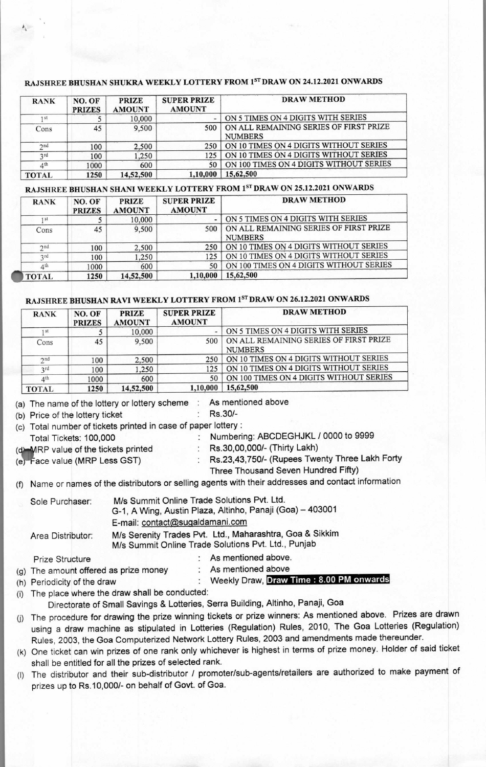### RAJSHREE BHUSHAN SHUKRA WEEKLY LOTTERY FROM 1ST DRAW ON 24.12.2021 ONWARDS

| RANK | NO. OF PRIZES | PRIZE AMOUNT | SUPER PRIZE AMOUNT | DRAW METHOD |
|---|---|---|---|---|
| 1st | 5 | 10,000 | - | ON 5 TIMES ON 4 DIGITS WITH SERIES |
| Cons | 45 | 9,500 | 500 | ON ALL REMAINING SERIES OF FIRST PRIZE NUMBERS |
| 2nd | 100 | 2,500 | 250 | ON 10 TIMES ON 4 DIGITS WITHOUT SERIES |
| 3rd | 100 | 1,250 | 125 | ON 10 TIMES ON 4 DIGITS WITHOUT SERIES |
| 4th | 1000 | 600 | 50 | ON 100 TIMES ON 4 DIGITS WITHOUT SERIES |
| TOTAL | 1250 | 14,52,500 | 1,10,000 | 15,62,500 |

### RAJSHREE BHUSHAN SHANI WEEKLY LOTTERY FROM 1ST DRAW ON 25.12.2021 ONWARDS

| RANK | NO. OF PRIZES | PRIZE AMOUNT | SUPER PRIZE AMOUNT | DRAW METHOD |
|---|---|---|---|---|
| 1st | 5 | 10,000 | - | ON 5 TIMES ON 4 DIGITS WITH SERIES |
| Cons | 45 | 9,500 | 500 | ON ALL REMAINING SERIES OF FIRST PRIZE NUMBERS |
| 2nd | 100 | 2,500 | 250 | ON 10 TIMES ON 4 DIGITS WITHOUT SERIES |
| 3rd | 100 | 1,250 | 125 | ON 10 TIMES ON 4 DIGITS WITHOUT SERIES |
| 4th | 1000 | 600 | 50 | ON 100 TIMES ON 4 DIGITS WITHOUT SERIES |
| TOTAL | 1250 | 14,52,500 | 1,10,000 | 15,62,500 |

### RAJSHREE BHUSHAN RAVI WEEKLY LOTTERY FROM 1ST DRAW ON 26.12.2021 ONWARDS

| RANK | NO. OF PRIZES | PRIZE AMOUNT | SUPER PRIZE AMOUNT | DRAW METHOD |
|---|---|---|---|---|
| 1st | 5 | 10,000 | - | ON 5 TIMES ON 4 DIGITS WITH SERIES |
| Cons | 45 | 9,500 | 500 | ON ALL REMAINING SERIES OF FIRST PRIZE NUMBERS |
| 2nd | 100 | 2,500 | 250 | ON 10 TIMES ON 4 DIGITS WITHOUT SERIES |
| 3rd | 100 | 1,250 | 125 | ON 10 TIMES ON 4 DIGITS WITHOUT SERIES |
| 4th | 1000 | 600 | 50 | ON 100 TIMES ON 4 DIGITS WITHOUT SERIES |
| TOTAL | 1250 | 14,52,500 | 1,10,000 | 15,62,500 |

(a) The name of the lottery or lottery scheme : As mentioned above

(b) Price of the lottery ticket : Rs.30/-

(c) Total number of tickets printed in case of paper lottery :

Total Tickets: 100,000 : Numbering: ABCDEGHJKL / 0000 to 9999

(d) MRP value of the tickets printed : Rs.30,00,000/- (Thirty Lakh)

(e) Face value (MRP Less GST) : Rs.23,43,750/- (Rupees Twenty Three Lakh Forty Three Thousand Seven Hundred Fifty)

(f) Name or names of the distributors or selling agents with their addresses and contact information

Sole Purchaser: M/s Summit Online Trade Solutions Pvt. Ltd.
G-1, A Wing, Austin Plaza, Altinho, Panaji (Goa) – 403001
E-mail: contact@sugaldamani.com

Area Distributor: M/s Serenity Trades Pvt. Ltd., Maharashtra, Goa & Sikkim
M/s Summit Online Trade Solutions Pvt. Ltd., Punjab

Prize Structure : As mentioned above.

(g) The amount offered as prize money : As mentioned above

(h) Periodicity of the draw : Weekly Draw, **Draw Time : 8.00 PM onwards**

(i) The place where the draw shall be conducted:
Directorate of Small Savings & Lotteries, Serra Building, Altinho, Panaji, Goa

(j) The procedure for drawing the prize winning tickets or prize winners: As mentioned above. Prizes are drawn using a draw machine as stipulated in Lotteries (Regulation) Rules, 2010, The Goa Lotteries (Regulation) Rules, 2003, the Goa Computerized Network Lottery Rules, 2003 and amendments made thereunder.

(k) One ticket can win prizes of one rank only whichever is highest in terms of prize money. Holder of said ticket shall be entitled for all the prizes of selected rank.

(l) The distributor and their sub-distributor / promoter/sub-agents/retailers are authorized to make payment of prizes up to Rs.10,000/- on behalf of Govt. of Goa.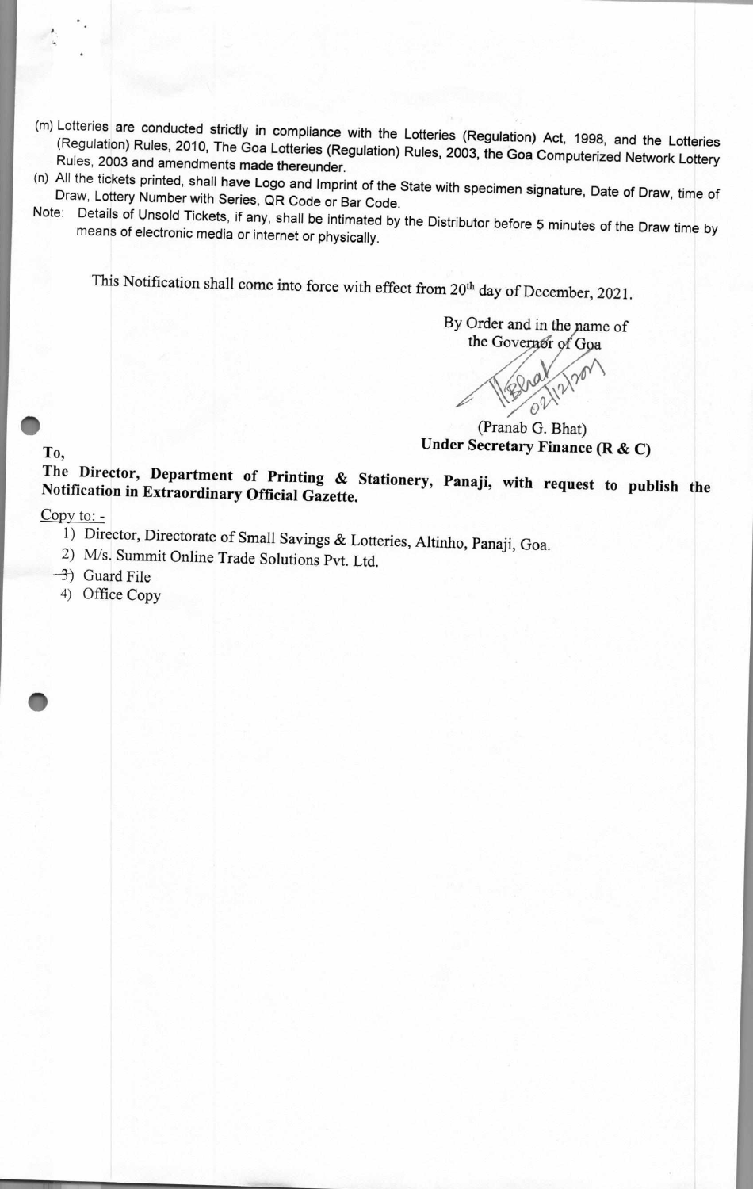(m) Lotteries are conducted strictly in compliance with the Lotteries (Regulation) Act, 1998, and the Lotteries (Regulation) Rules, 2010, The Goa Lotteries (Regulation) Rules, 2003, the Goa Computerized Network Lottery Rules, 2003 and amendments made thereunder.

(n) All the tickets printed, shall have Logo and Imprint of the State with specimen signature, Date of Draw, time of Draw, Lottery Number with Series, QR Code or Bar Code.

Note: Details of Unsold Tickets, if any, shall be intimated by the Distributor before 5 minutes of the Draw time by means of electronic media or internet or physically.

This Notification shall come into force with effect from 20th day of December, 2021.

By Order and in the name of
the Governor of Goa

(Pranab G. Bhat)
**Under Secretary Finance (R & C)**

**To,**

**The Director, Department of Printing & Stationery, Panaji, with request to publish the Notification in Extraordinary Official Gazette.**

Copy to: -

1) Director, Directorate of Small Savings & Lotteries, Altinho, Panaji, Goa.
2) M/s. Summit Online Trade Solutions Pvt. Ltd.
3) Guard File
4) Office Copy